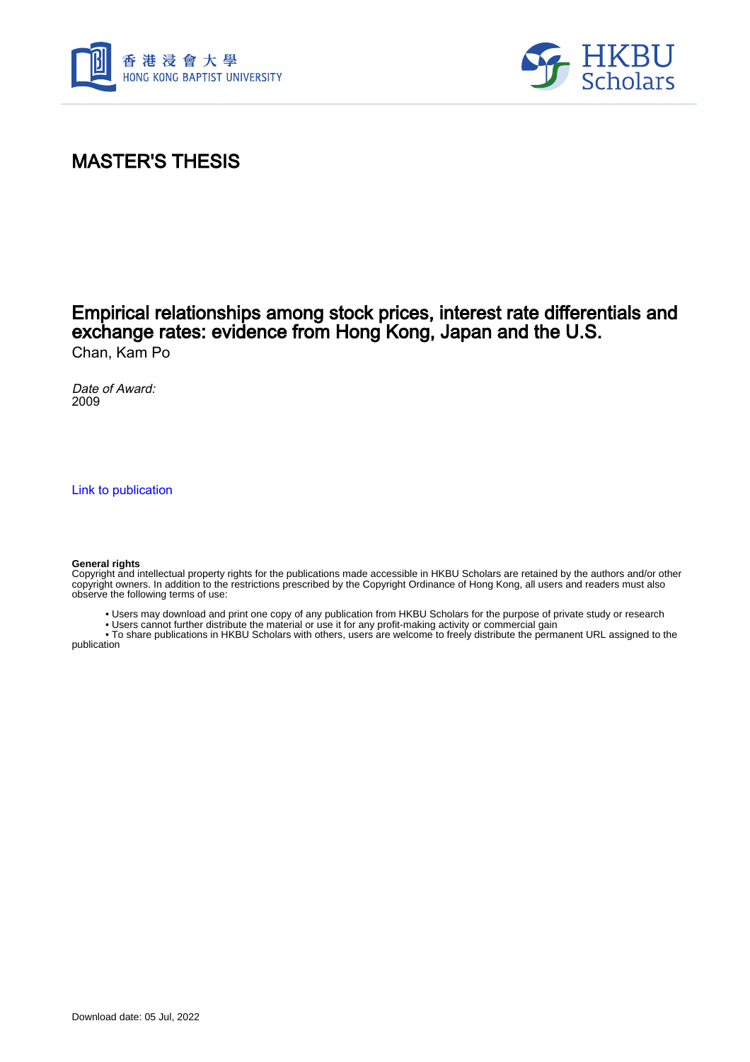# MASTER'S THESIS

## Empirical relationships among stock prices, interest rate differentials and exchange rates: evidence from Hong Kong, Japan and the U.S.

Chan, Kam Po

*Date of Award:*
2009

Link to publication

**General rights**
Copyright and intellectual property rights for the publications made accessible in HKBU Scholars are retained by the authors and/or other copyright owners. In addition to the restrictions prescribed by the Copyright Ordinance of Hong Kong, all users and readers must also observe the following terms of use:

- Users may download and print one copy of any publication from HKBU Scholars for the purpose of private study or research
- Users cannot further distribute the material or use it for any profit-making activity or commercial gain
- To share publications in HKBU Scholars with others, users are welcome to freely distribute the permanent URL assigned to the publication

Download date: 05 Jul, 2022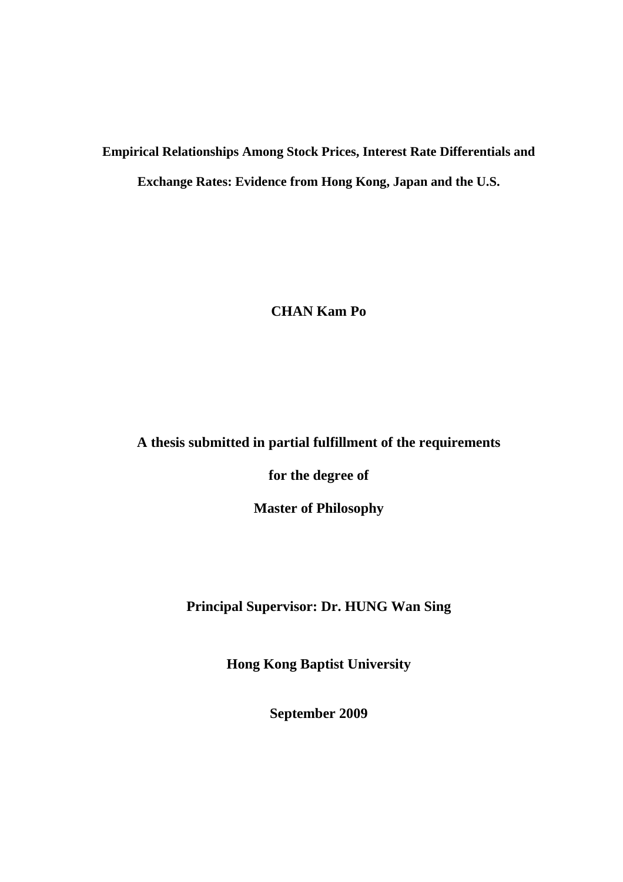**Empirical Relationships Among Stock Prices, Interest Rate Differentials and Exchange Rates: Evidence from Hong Kong, Japan and the U.S.**

**CHAN Kam Po**

**A thesis submitted in partial fulfillment of the requirements**

**for the degree of**

**Master of Philosophy**

**Principal Supervisor: Dr. HUNG Wan Sing**

**Hong Kong Baptist University**

**September 2009**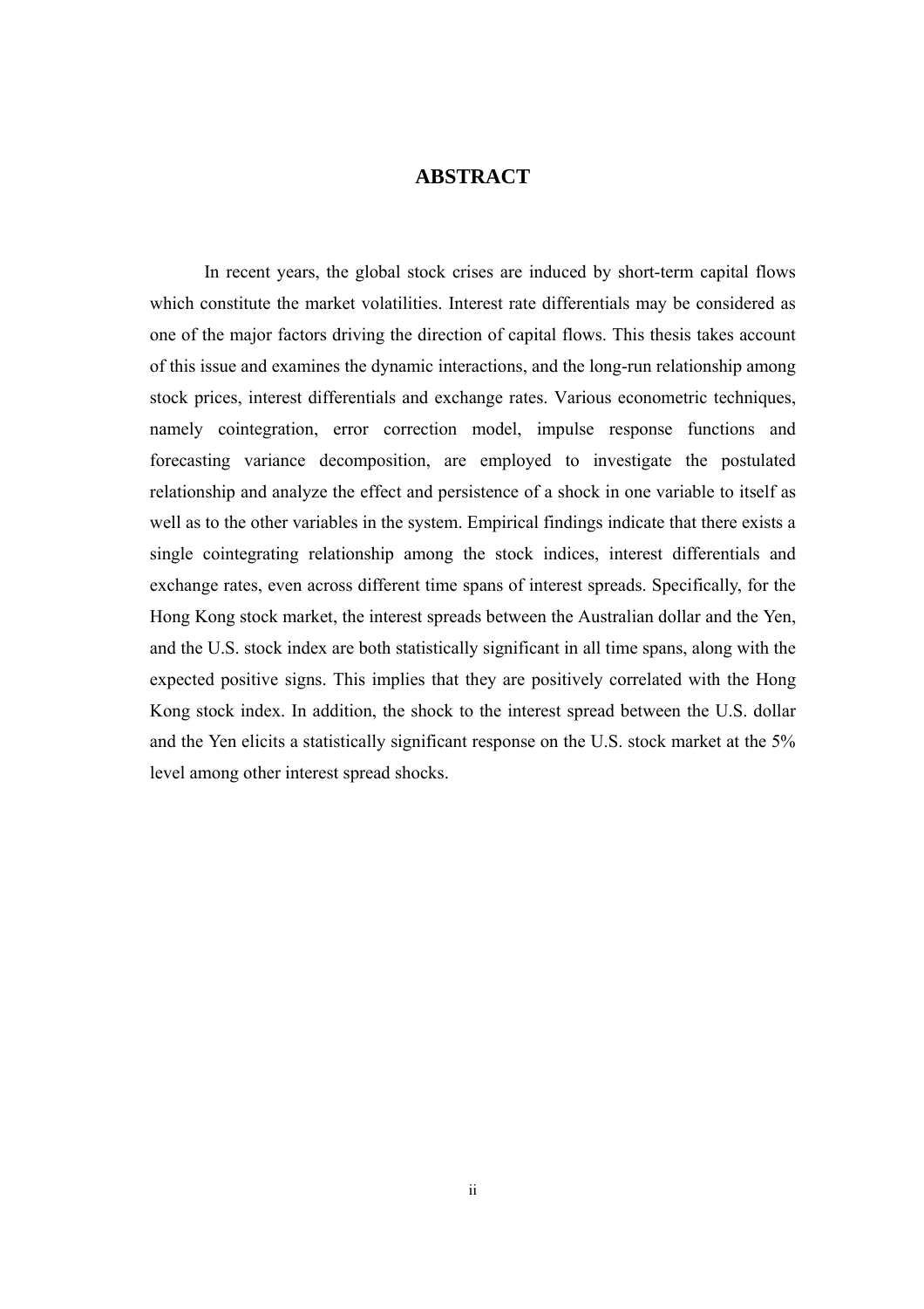# ABSTRACT

In recent years, the global stock crises are induced by short-term capital flows which constitute the market volatilities. Interest rate differentials may be considered as one of the major factors driving the direction of capital flows. This thesis takes account of this issue and examines the dynamic interactions, and the long-run relationship among stock prices, interest differentials and exchange rates. Various econometric techniques, namely cointegration, error correction model, impulse response functions and forecasting variance decomposition, are employed to investigate the postulated relationship and analyze the effect and persistence of a shock in one variable to itself as well as to the other variables in the system. Empirical findings indicate that there exists a single cointegrating relationship among the stock indices, interest differentials and exchange rates, even across different time spans of interest spreads. Specifically, for the Hong Kong stock market, the interest spreads between the Australian dollar and the Yen, and the U.S. stock index are both statistically significant in all time spans, along with the expected positive signs. This implies that they are positively correlated with the Hong Kong stock index. In addition, the shock to the interest spread between the U.S. dollar and the Yen elicits a statistically significant response on the U.S. stock market at the 5% level among other interest spread shocks.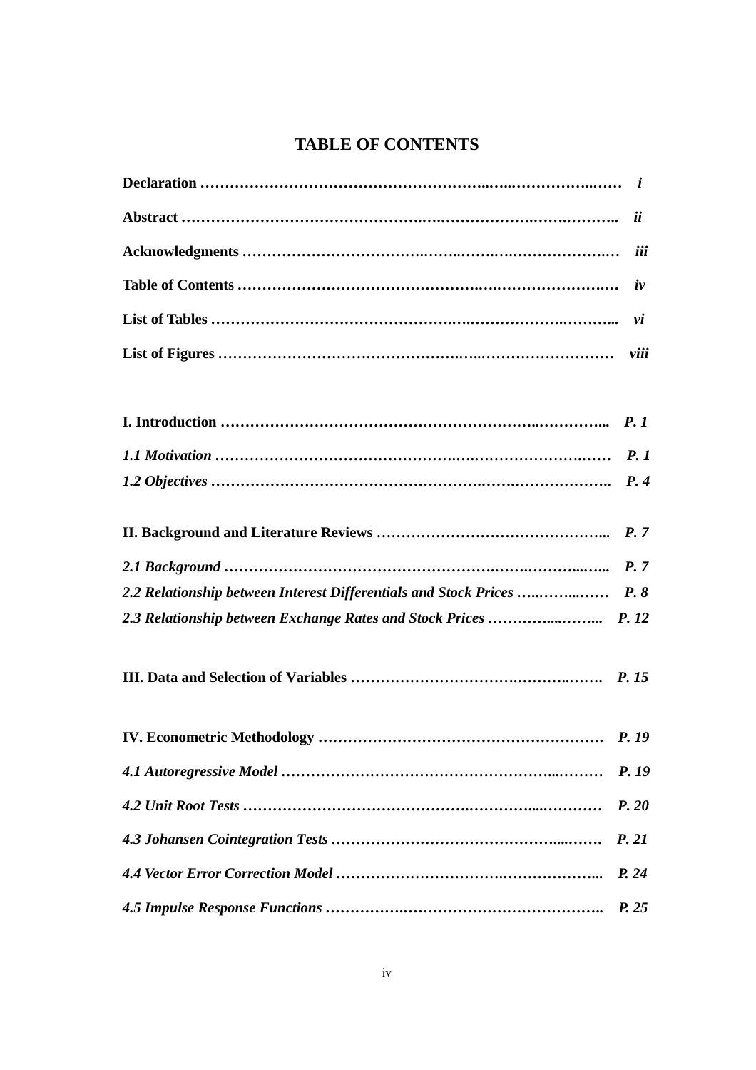# TABLE OF CONTENTS

**Declaration ……………………………………………………………………………… *i***

**Abstract ……………………………………………………………………………… *ii***

**Acknowledgments ……………………………………………………………………… *iii***

**Table of Contents ……………………………………………………………………… *iv***

**List of Tables ………………………………………………………………………… *vi***

**List of Figures ………………………………………………………………………… *viii***

**I. Introduction ……………………………………………………………………… *P. 1***

***1.1 Motivation ……………………………………………………………………… P. 1***

***1.2 Objectives ……………………………………………………………………… P. 4***

**II. Background and Literature Reviews ……………………………………………… *P. 7***

***2.1 Background …………………………………………………………………… P. 7***

***2.2 Relationship between Interest Differentials and Stock Prices ……………… P. 8***

***2.3 Relationship between Exchange Rates and Stock Prices …………………… P. 12***

**III. Data and Selection of Variables ……………………………………………… *P. 15***

**IV. Econometric Methodology …………………………………………………… *P. 19***

***4.1 Autoregressive Model ………………………………………………………… P. 19***

***4.2 Unit Root Tests ……………………………………………………………… P. 20***

***4.3 Johansen Cointegration Tests ……………………………………………… P. 21***

***4.4 Vector Error Correction Model ……………………………………………… P. 24***

***4.5 Impulse Response Functions ………………………………………………… P. 25***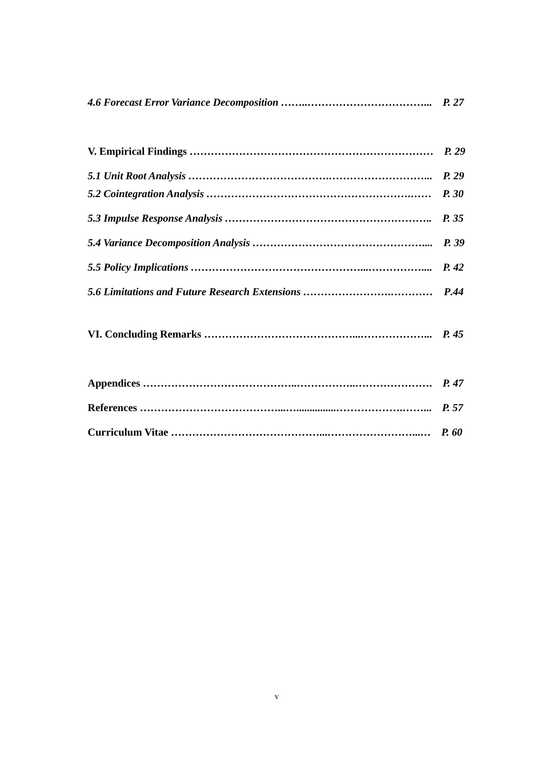*4.6 Forecast Error Variance Decomposition ……..……………………………... P. 27*

**V. Empirical Findings …………………………………………………………… P. 29**

*5.1 Unit Root Analysis ……………………………….……………………….. P. 29*

*5.2 Cointegration Analysis …………………………………………….…… P. 30*

*5.3 Impulse Response Analysis ………………………………………………. P. 35*

*5.4 Variance Decomposition Analysis …………………………………….…... P. 39*

*5.5 Policy Implications ………………………………………...……………... P. 42*

*5.6 Limitations and Future Research Extensions ……………………….………… P.44*

**VI. Concluding Remarks …………………………………...………………... P. 45**

**Appendices …………………………………..……………..…………………. P. 47**

**References ………………………………...…..............………………….…….. P. 57**

**Curriculum Vitae …………………………………...………………………..… P. 60**